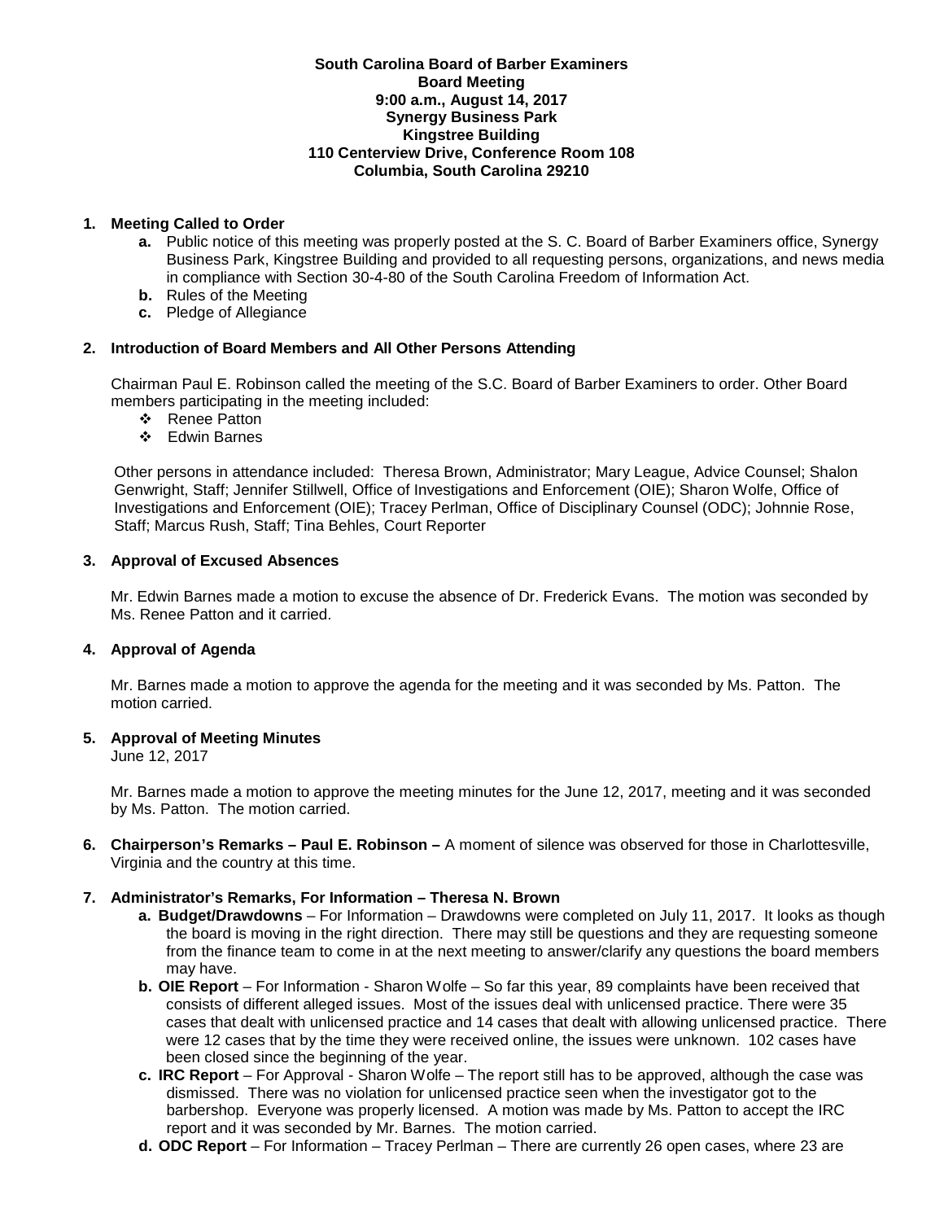**South Carolina Board of Barber Examiners**
**Board Meeting**
**9:00 a.m., August 14, 2017**
**Synergy Business Park**
**Kingstree Building**
**110 Centerview Drive, Conference Room 108**
**Columbia, South Carolina 29210**

1. **Meeting Called to Order**
   - **a.** Public notice of this meeting was properly posted at the S. C. Board of Barber Examiners office, Synergy Business Park, Kingstree Building and provided to all requesting persons, organizations, and news media in compliance with Section 30-4-80 of the South Carolina Freedom of Information Act.
   - **b.** Rules of the Meeting
   - **c.** Pledge of Allegiance

2. **Introduction of Board Members and All Other Persons Attending**

   Chairman Paul E. Robinson called the meeting of the S.C. Board of Barber Examiners to order. Other Board members participating in the meeting included:
   - Renee Patton
   - Edwin Barnes

   Other persons in attendance included: Theresa Brown, Administrator; Mary League, Advice Counsel; Shalon Genwright, Staff; Jennifer Stillwell, Office of Investigations and Enforcement (OIE); Sharon Wolfe, Office of Investigations and Enforcement (OIE); Tracey Perlman, Office of Disciplinary Counsel (ODC); Johnnie Rose, Staff; Marcus Rush, Staff; Tina Behles, Court Reporter

3. **Approval of Excused Absences**

   Mr. Edwin Barnes made a motion to excuse the absence of Dr. Frederick Evans. The motion was seconded by Ms. Renee Patton and it carried.

4. **Approval of Agenda**

   Mr. Barnes made a motion to approve the agenda for the meeting and it was seconded by Ms. Patton. The motion carried.

5. **Approval of Meeting Minutes**
   June 12, 2017

   Mr. Barnes made a motion to approve the meeting minutes for the June 12, 2017, meeting and it was seconded by Ms. Patton. The motion carried.

6. **Chairperson's Remarks – Paul E. Robinson –** A moment of silence was observed for those in Charlottesville, Virginia and the country at this time.

7. **Administrator's Remarks, For Information – Theresa N. Brown**
   - **a. Budget/Drawdowns** – For Information – Drawdowns were completed on July 11, 2017. It looks as though the board is moving in the right direction. There may still be questions and they are requesting someone from the finance team to come in at the next meeting to answer/clarify any questions the board members may have.
   - **b. OIE Report** – For Information - Sharon Wolfe – So far this year, 89 complaints have been received that consists of different alleged issues. Most of the issues deal with unlicensed practice. There were 35 cases that dealt with unlicensed practice and 14 cases that dealt with allowing unlicensed practice. There were 12 cases that by the time they were received online, the issues were unknown. 102 cases have been closed since the beginning of the year.
   - **c. IRC Report** – For Approval - Sharon Wolfe – The report still has to be approved, although the case was dismissed. There was no violation for unlicensed practice seen when the investigator got to the barbershop. Everyone was properly licensed. A motion was made by Ms. Patton to accept the IRC report and it was seconded by Mr. Barnes. The motion carried.
   - **d. ODC Report** – For Information – Tracey Perlman – There are currently 26 open cases, where 23 are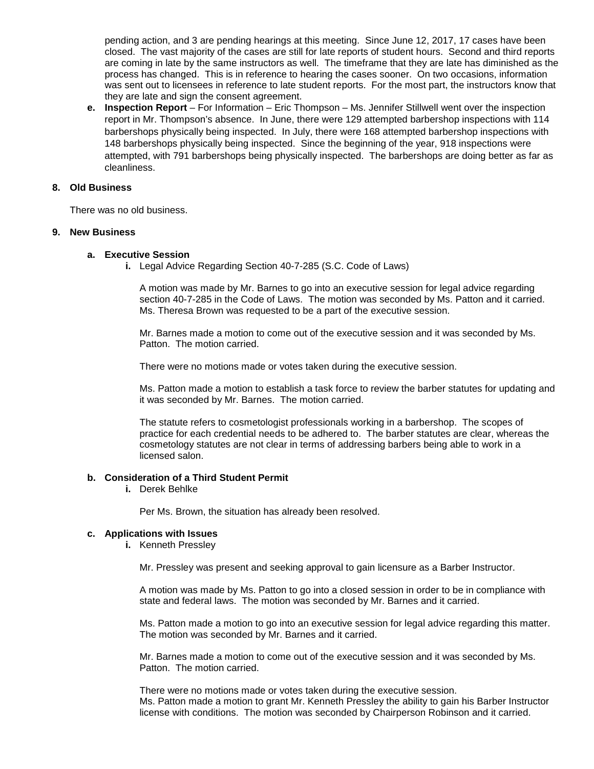pending action, and 3 are pending hearings at this meeting. Since June 12, 2017, 17 cases have been closed. The vast majority of the cases are still for late reports of student hours. Second and third reports are coming in late by the same instructors as well. The timeframe that they are late has diminished as the process has changed. This is in reference to hearing the cases sooner. On two occasions, information was sent out to licensees in reference to late student reports. For the most part, the instructors know that they are late and sign the consent agreement.

e. **Inspection Report** – For Information – Eric Thompson – Ms. Jennifer Stillwell went over the inspection report in Mr. Thompson's absence. In June, there were 129 attempted barbershop inspections with 114 barbershops physically being inspected. In July, there were 168 attempted barbershop inspections with 148 barbershops physically being inspected. Since the beginning of the year, 918 inspections were attempted, with 791 barbershops being physically inspected. The barbershops are doing better as far as cleanliness.

**8. Old Business**

There was no old business.

**9. New Business**

**a. Executive Session**

**i.** Legal Advice Regarding Section 40-7-285 (S.C. Code of Laws)

A motion was made by Mr. Barnes to go into an executive session for legal advice regarding section 40-7-285 in the Code of Laws. The motion was seconded by Ms. Patton and it carried. Ms. Theresa Brown was requested to be a part of the executive session.

Mr. Barnes made a motion to come out of the executive session and it was seconded by Ms. Patton. The motion carried.

There were no motions made or votes taken during the executive session.

Ms. Patton made a motion to establish a task force to review the barber statutes for updating and it was seconded by Mr. Barnes. The motion carried.

The statute refers to cosmetologist professionals working in a barbershop. The scopes of practice for each credential needs to be adhered to. The barber statutes are clear, whereas the cosmetology statutes are not clear in terms of addressing barbers being able to work in a licensed salon.

**b. Consideration of a Third Student Permit**

**i.** Derek Behlke

Per Ms. Brown, the situation has already been resolved.

**c. Applications with Issues**

**i.** Kenneth Pressley

Mr. Pressley was present and seeking approval to gain licensure as a Barber Instructor.

A motion was made by Ms. Patton to go into a closed session in order to be in compliance with state and federal laws. The motion was seconded by Mr. Barnes and it carried.

Ms. Patton made a motion to go into an executive session for legal advice regarding this matter. The motion was seconded by Mr. Barnes and it carried.

Mr. Barnes made a motion to come out of the executive session and it was seconded by Ms. Patton. The motion carried.

There were no motions made or votes taken during the executive session.
Ms. Patton made a motion to grant Mr. Kenneth Pressley the ability to gain his Barber Instructor license with conditions. The motion was seconded by Chairperson Robinson and it carried.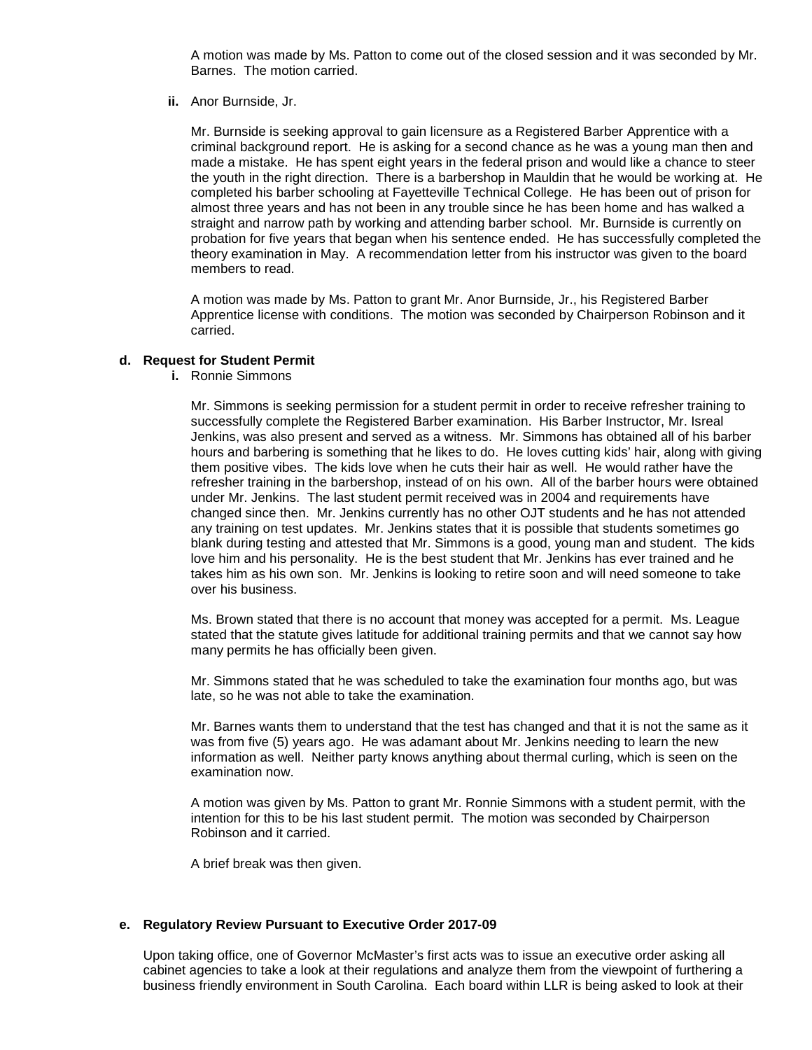A motion was made by Ms. Patton to come out of the closed session and it was seconded by Mr. Barnes. The motion carried.

**ii.** Anor Burnside, Jr.

Mr. Burnside is seeking approval to gain licensure as a Registered Barber Apprentice with a criminal background report. He is asking for a second chance as he was a young man then and made a mistake. He has spent eight years in the federal prison and would like a chance to steer the youth in the right direction. There is a barbershop in Mauldin that he would be working at. He completed his barber schooling at Fayetteville Technical College. He has been out of prison for almost three years and has not been in any trouble since he has been home and has walked a straight and narrow path by working and attending barber school. Mr. Burnside is currently on probation for five years that began when his sentence ended. He has successfully completed the theory examination in May. A recommendation letter from his instructor was given to the board members to read.

A motion was made by Ms. Patton to grant Mr. Anor Burnside, Jr., his Registered Barber Apprentice license with conditions. The motion was seconded by Chairperson Robinson and it carried.

**d. Request for Student Permit**

**i.** Ronnie Simmons

Mr. Simmons is seeking permission for a student permit in order to receive refresher training to successfully complete the Registered Barber examination. His Barber Instructor, Mr. Isreal Jenkins, was also present and served as a witness. Mr. Simmons has obtained all of his barber hours and barbering is something that he likes to do. He loves cutting kids' hair, along with giving them positive vibes. The kids love when he cuts their hair as well. He would rather have the refresher training in the barbershop, instead of on his own. All of the barber hours were obtained under Mr. Jenkins. The last student permit received was in 2004 and requirements have changed since then. Mr. Jenkins currently has no other OJT students and he has not attended any training on test updates. Mr. Jenkins states that it is possible that students sometimes go blank during testing and attested that Mr. Simmons is a good, young man and student. The kids love him and his personality. He is the best student that Mr. Jenkins has ever trained and he takes him as his own son. Mr. Jenkins is looking to retire soon and will need someone to take over his business.

Ms. Brown stated that there is no account that money was accepted for a permit. Ms. League stated that the statute gives latitude for additional training permits and that we cannot say how many permits he has officially been given.

Mr. Simmons stated that he was scheduled to take the examination four months ago, but was late, so he was not able to take the examination.

Mr. Barnes wants them to understand that the test has changed and that it is not the same as it was from five (5) years ago. He was adamant about Mr. Jenkins needing to learn the new information as well. Neither party knows anything about thermal curling, which is seen on the examination now.

A motion was given by Ms. Patton to grant Mr. Ronnie Simmons with a student permit, with the intention for this to be his last student permit. The motion was seconded by Chairperson Robinson and it carried.

A brief break was then given.

**e. Regulatory Review Pursuant to Executive Order 2017-09**

Upon taking office, one of Governor McMaster's first acts was to issue an executive order asking all cabinet agencies to take a look at their regulations and analyze them from the viewpoint of furthering a business friendly environment in South Carolina. Each board within LLR is being asked to look at their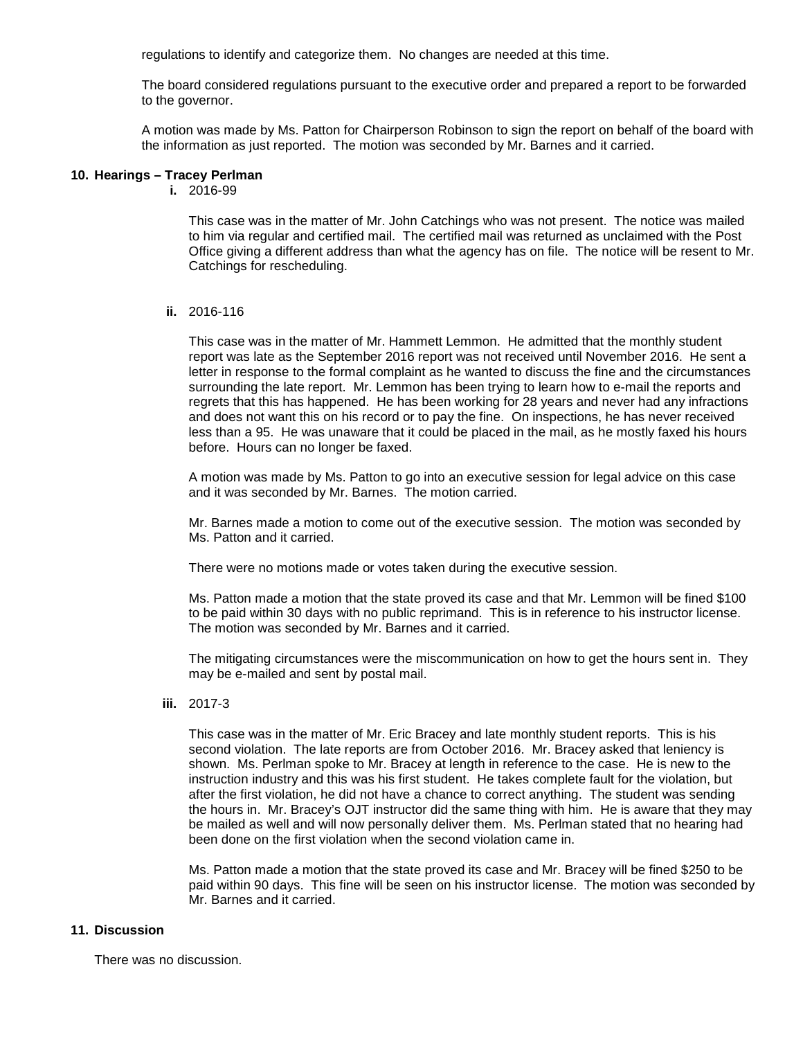regulations to identify and categorize them. No changes are needed at this time.

The board considered regulations pursuant to the executive order and prepared a report to be forwarded to the governor.

A motion was made by Ms. Patton for Chairperson Robinson to sign the report on behalf of the board with the information as just reported. The motion was seconded by Mr. Barnes and it carried.

**10. Hearings – Tracey Perlman**

**i.** 2016-99

This case was in the matter of Mr. John Catchings who was not present. The notice was mailed to him via regular and certified mail. The certified mail was returned as unclaimed with the Post Office giving a different address than what the agency has on file. The notice will be resent to Mr. Catchings for rescheduling.

**ii.** 2016-116

This case was in the matter of Mr. Hammett Lemmon. He admitted that the monthly student report was late as the September 2016 report was not received until November 2016. He sent a letter in response to the formal complaint as he wanted to discuss the fine and the circumstances surrounding the late report. Mr. Lemmon has been trying to learn how to e-mail the reports and regrets that this has happened. He has been working for 28 years and never had any infractions and does not want this on his record or to pay the fine. On inspections, he has never received less than a 95. He was unaware that it could be placed in the mail, as he mostly faxed his hours before. Hours can no longer be faxed.

A motion was made by Ms. Patton to go into an executive session for legal advice on this case and it was seconded by Mr. Barnes. The motion carried.

Mr. Barnes made a motion to come out of the executive session. The motion was seconded by Ms. Patton and it carried.

There were no motions made or votes taken during the executive session.

Ms. Patton made a motion that the state proved its case and that Mr. Lemmon will be fined $100 to be paid within 30 days with no public reprimand. This is in reference to his instructor license. The motion was seconded by Mr. Barnes and it carried.

The mitigating circumstances were the miscommunication on how to get the hours sent in. They may be e-mailed and sent by postal mail.

**iii.** 2017-3

This case was in the matter of Mr. Eric Bracey and late monthly student reports. This is his second violation. The late reports are from October 2016. Mr. Bracey asked that leniency is shown. Ms. Perlman spoke to Mr. Bracey at length in reference to the case. He is new to the instruction industry and this was his first student. He takes complete fault for the violation, but after the first violation, he did not have a chance to correct anything. The student was sending the hours in. Mr. Bracey's OJT instructor did the same thing with him. He is aware that they may be mailed as well and will now personally deliver them. Ms. Perlman stated that no hearing had been done on the first violation when the second violation came in.

Ms. Patton made a motion that the state proved its case and Mr. Bracey will be fined $250 to be paid within 90 days. This fine will be seen on his instructor license. The motion was seconded by Mr. Barnes and it carried.

**11. Discussion**

There was no discussion.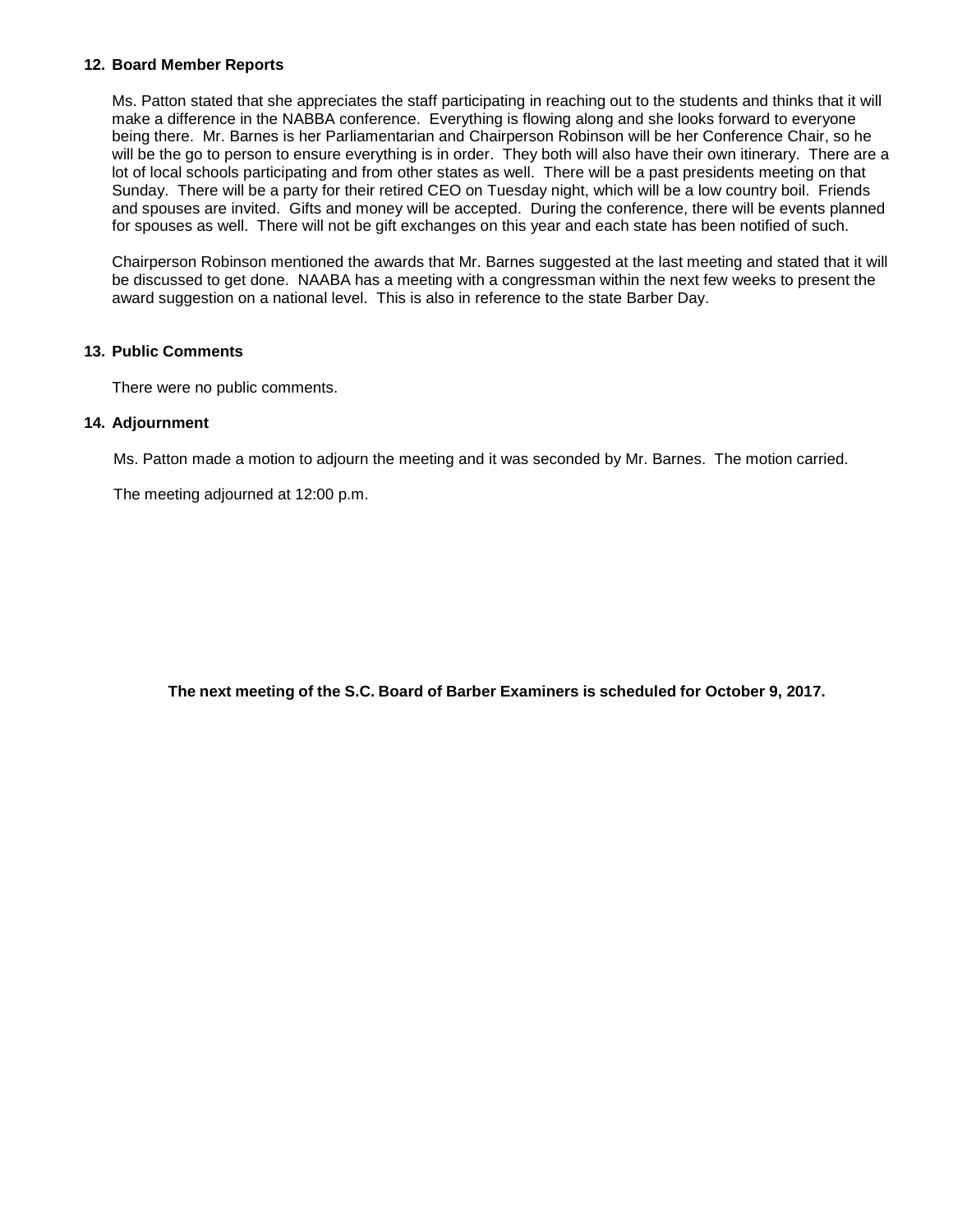## 12. Board Member Reports

Ms. Patton stated that she appreciates the staff participating in reaching out to the students and thinks that it will make a difference in the NABBA conference. Everything is flowing along and she looks forward to everyone being there. Mr. Barnes is her Parliamentarian and Chairperson Robinson will be her Conference Chair, so he will be the go to person to ensure everything is in order. They both will also have their own itinerary. There are a lot of local schools participating and from other states as well. There will be a past presidents meeting on that Sunday. There will be a party for their retired CEO on Tuesday night, which will be a low country boil. Friends and spouses are invited. Gifts and money will be accepted. During the conference, there will be events planned for spouses as well. There will not be gift exchanges on this year and each state has been notified of such.

Chairperson Robinson mentioned the awards that Mr. Barnes suggested at the last meeting and stated that it will be discussed to get done. NAABA has a meeting with a congressman within the next few weeks to present the award suggestion on a national level. This is also in reference to the state Barber Day.

## 13. Public Comments

There were no public comments.

## 14. Adjournment

Ms. Patton made a motion to adjourn the meeting and it was seconded by Mr. Barnes. The motion carried.

The meeting adjourned at 12:00 p.m.

**The next meeting of the S.C. Board of Barber Examiners is scheduled for October 9, 2017.**